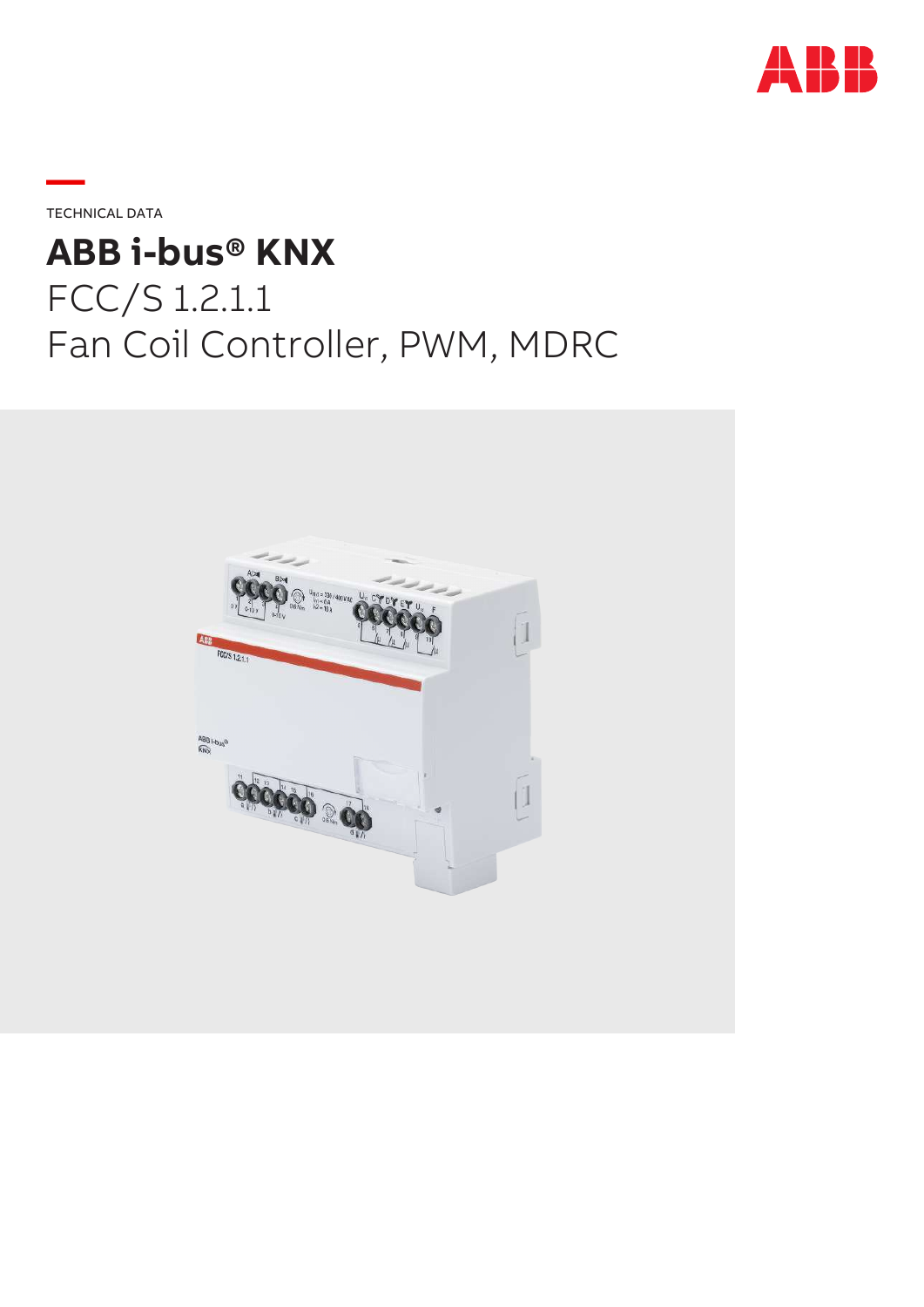TECHNICAL DATA

# ABB i-bus® KNX

FCC/S 1.2.1.1

Fan Coil Controller, PWM, MDRC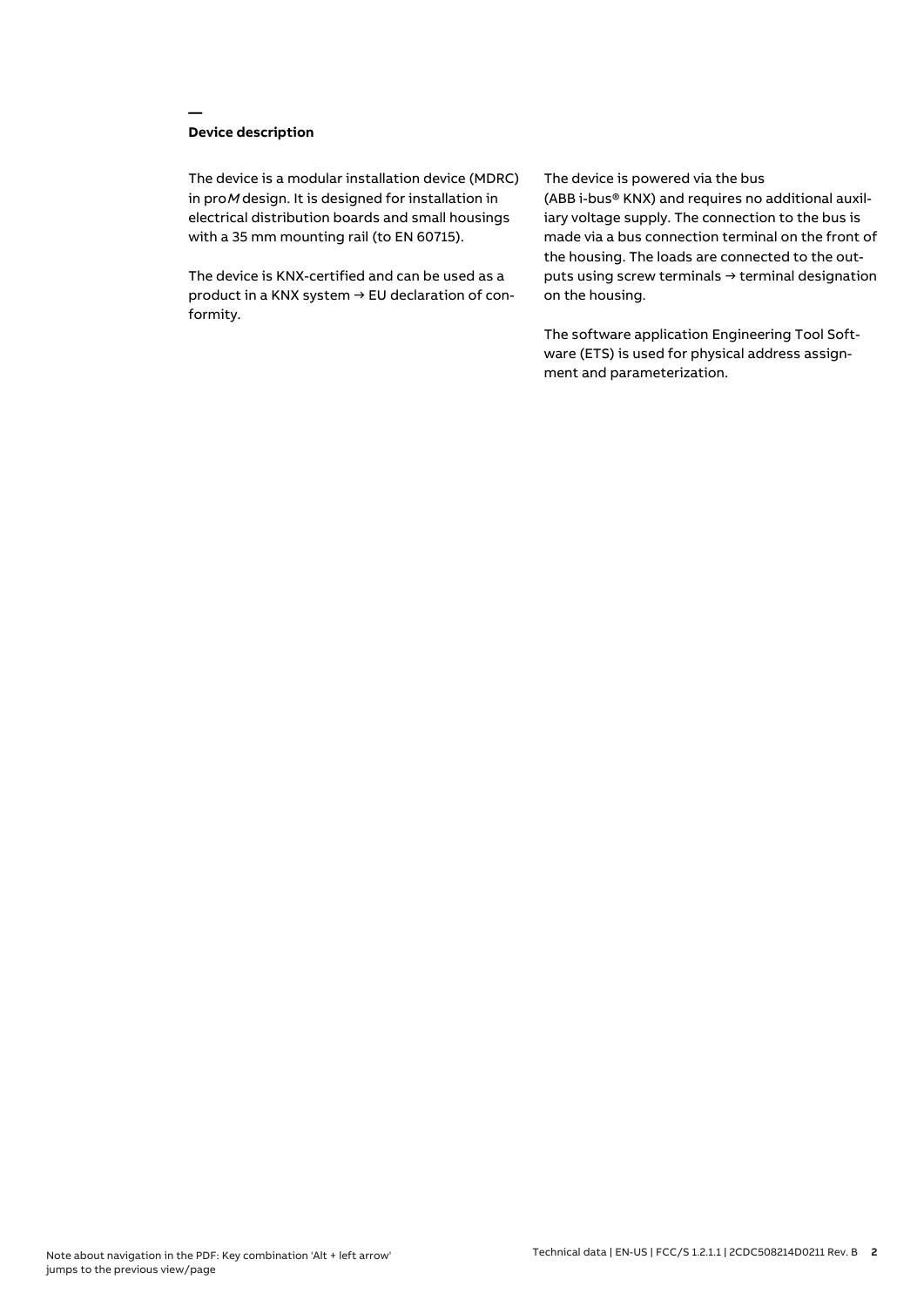## Device description

The device is a modular installation device (MDRC) in pro*M* design. It is designed for installation in electrical distribution boards and small housings with a 35 mm mounting rail (to EN 60715).

The device is KNX-certified and can be used as a product in a KNX system → EU declaration of conformity.

The device is powered via the bus (ABB i-bus® KNX) and requires no additional auxiliary voltage supply. The connection to the bus is made via a bus connection terminal on the front of the housing. The loads are connected to the outputs using screw terminals → terminal designation on the housing.

The software application Engineering Tool Software (ETS) is used for physical address assignment and parameterization.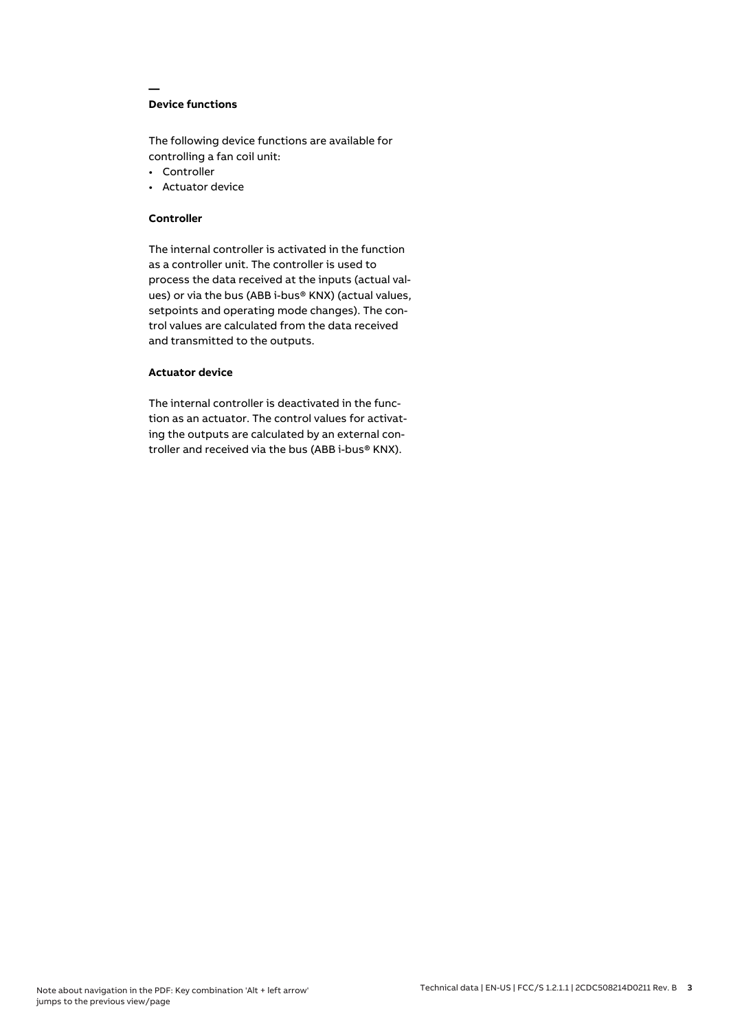## Device functions

The following device functions are available for controlling a fan coil unit:

- Controller
- Actuator device

### Controller

The internal controller is activated in the function as a controller unit. The controller is used to process the data received at the inputs (actual values) or via the bus (ABB i-bus® KNX) (actual values, setpoints and operating mode changes). The control values are calculated from the data received and transmitted to the outputs.

### Actuator device

The internal controller is deactivated in the function as an actuator. The control values for activating the outputs are calculated by an external controller and received via the bus (ABB i-bus® KNX).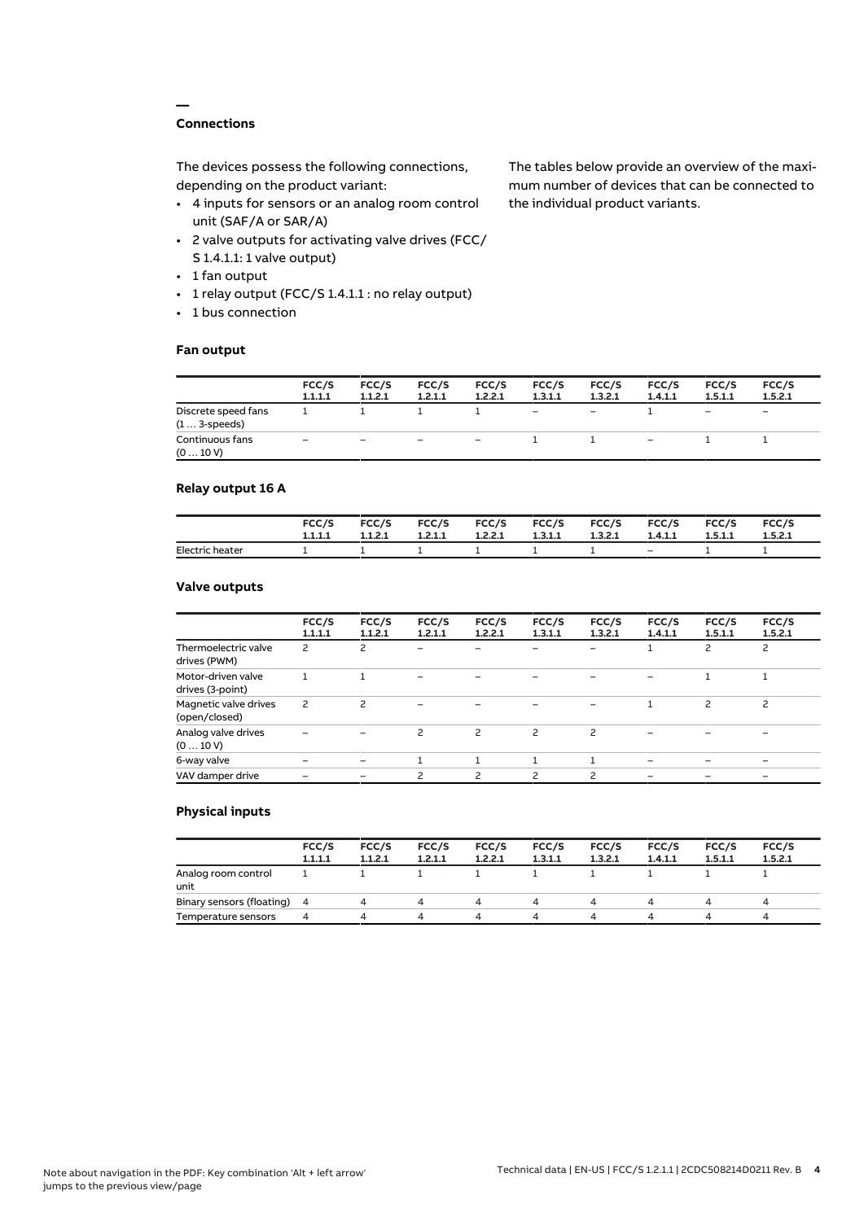## Connections

The devices possess the following connections, depending on the product variant:

- 4 inputs for sensors or an analog room control unit (SAF/A or SAR/A)
- 2 valve outputs for activating valve drives (FCC/S 1.4.1.1: 1 valve output)
- 1 fan output
- 1 relay output (FCC/S 1.4.1.1 : no relay output)
- 1 bus connection

The tables below provide an overview of the maximum number of devices that can be connected to the individual product variants.

### Fan output

| | FCC/S 1.1.1.1 | FCC/S 1.1.2.1 | FCC/S 1.2.1.1 | FCC/S 1.2.2.1 | FCC/S 1.3.1.1 | FCC/S 1.3.2.1 | FCC/S 1.4.1.1 | FCC/S 1.5.1.1 | FCC/S 1.5.2.1 |
|---|---|---|---|---|---|---|---|---|---|
| Discrete speed fans (1 … 3-speeds) | 1 | 1 | 1 | 1 | – | – | 1 | – | – |
| Continuous fans (0 … 10 V) | – | – | – | – | 1 | 1 | – | 1 | 1 |

### Relay output 16 A

| | FCC/S 1.1.1.1 | FCC/S 1.1.2.1 | FCC/S 1.2.1.1 | FCC/S 1.2.2.1 | FCC/S 1.3.1.1 | FCC/S 1.3.2.1 | FCC/S 1.4.1.1 | FCC/S 1.5.1.1 | FCC/S 1.5.2.1 |
|---|---|---|---|---|---|---|---|---|---|
| Electric heater | 1 | 1 | 1 | 1 | 1 | 1 | – | 1 | 1 |

### Valve outputs

| | FCC/S 1.1.1.1 | FCC/S 1.1.2.1 | FCC/S 1.2.1.1 | FCC/S 1.2.2.1 | FCC/S 1.3.1.1 | FCC/S 1.3.2.1 | FCC/S 1.4.1.1 | FCC/S 1.5.1.1 | FCC/S 1.5.2.1 |
|---|---|---|---|---|---|---|---|---|---|
| Thermoelectric valve drives (PWM) | 2 | 2 | – | – | – | – | 1 | 2 | 2 |
| Motor-driven valve drives (3-point) | 1 | 1 | – | – | – | – | – | 1 | 1 |
| Magnetic valve drives (open/closed) | 2 | 2 | – | – | – | – | 1 | 2 | 2 |
| Analog valve drives (0 … 10 V) | – | – | 2 | 2 | 2 | 2 | – | – | – |
| 6-way valve | – | – | 1 | 1 | 1 | 1 | – | – | – |
| VAV damper drive | – | – | 2 | 2 | 2 | 2 | – | – | – |

### Physical inputs

| | FCC/S 1.1.1.1 | FCC/S 1.1.2.1 | FCC/S 1.2.1.1 | FCC/S 1.2.2.1 | FCC/S 1.3.1.1 | FCC/S 1.3.2.1 | FCC/S 1.4.1.1 | FCC/S 1.5.1.1 | FCC/S 1.5.2.1 |
|---|---|---|---|---|---|---|---|---|---|
| Analog room control unit | 1 | 1 | 1 | 1 | 1 | 1 | 1 | 1 | 1 |
| Binary sensors (floating) | 4 | 4 | 4 | 4 | 4 | 4 | 4 | 4 | 4 |
| Temperature sensors | 4 | 4 | 4 | 4 | 4 | 4 | 4 | 4 | 4 |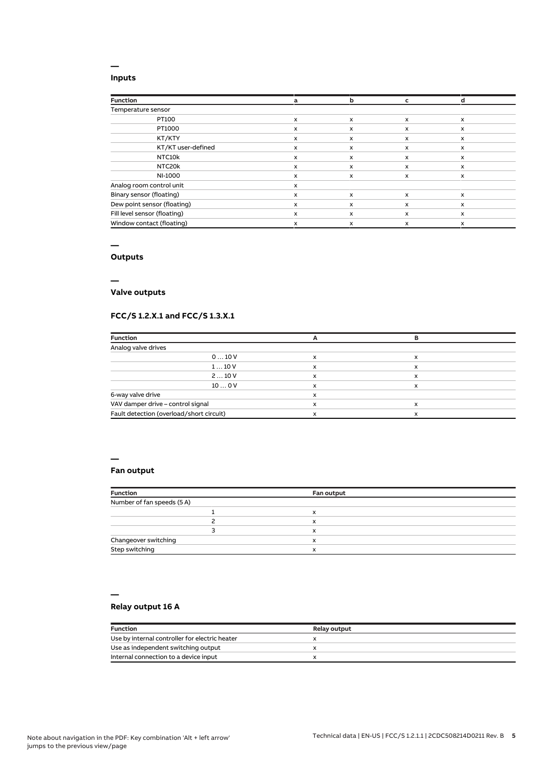## Inputs

| Function | a | b | c | d |
|---|---|---|---|---|
| Temperature sensor | | | | |
| PT100 | x | x | x | x |
| PT1000 | x | x | x | x |
| KT/KTY | x | x | x | x |
| KT/KT user-defined | x | x | x | x |
| NTC10k | x | x | x | x |
| NTC20k | x | x | x | x |
| NI-1000 | x | x | x | x |
| Analog room control unit | x | | | |
| Binary sensor (floating) | x | x | x | x |
| Dew point sensor (floating) | x | x | x | x |
| Fill level sensor (floating) | x | x | x | x |
| Window contact (floating) | x | x | x | x |

## Outputs

## Valve outputs

### FCC/S 1.2.X.1 and FCC/S 1.3.X.1

| Function | A | B |
|---|---|---|
| Analog valve drives | | |
| 0 … 10 V | x | x |
| 1 … 10 V | x | x |
| 2 … 10 V | x | x |
| 10 … 0 V | x | x |
| 6-way valve drive | x | |
| VAV damper drive – control signal | x | x |
| Fault detection (overload/short circuit) | x | x |

## Fan output

| Function | Fan output |
|---|---|
| Number of fan speeds (5 A) | |
| 1 | x |
| 2 | x |
| 3 | x |
| Changeover switching | x |
| Step switching | x |

## Relay output 16 A

| Function | Relay output |
|---|---|
| Use by internal controller for electric heater | x |
| Use as independent switching output | x |
| Internal connection to a device input | x |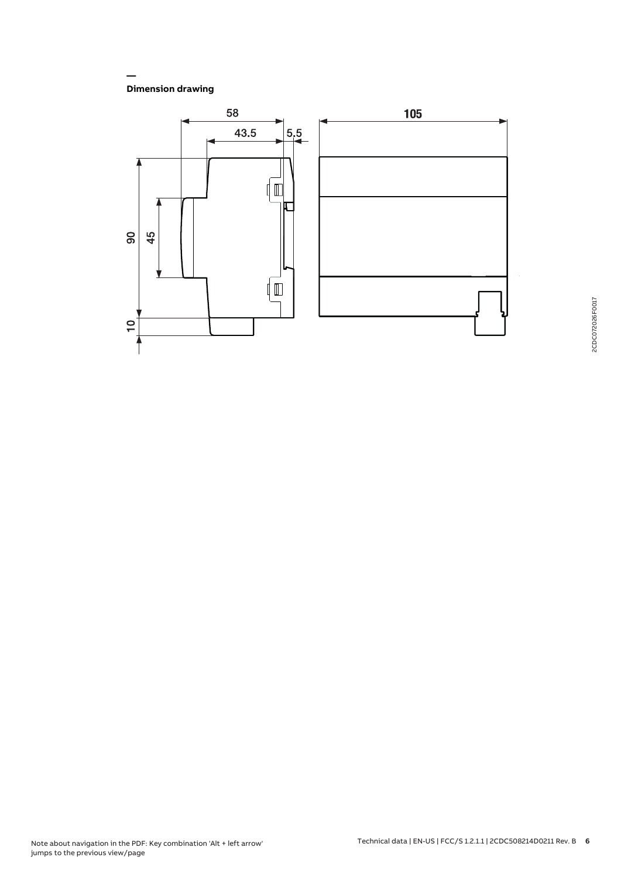## Dimension drawing

58

43.5

5.5

105

90

45

10

2CDC072026F0017

Note about navigation in the PDF: Key combination 'Alt + left arrow' jumps to the previous view/page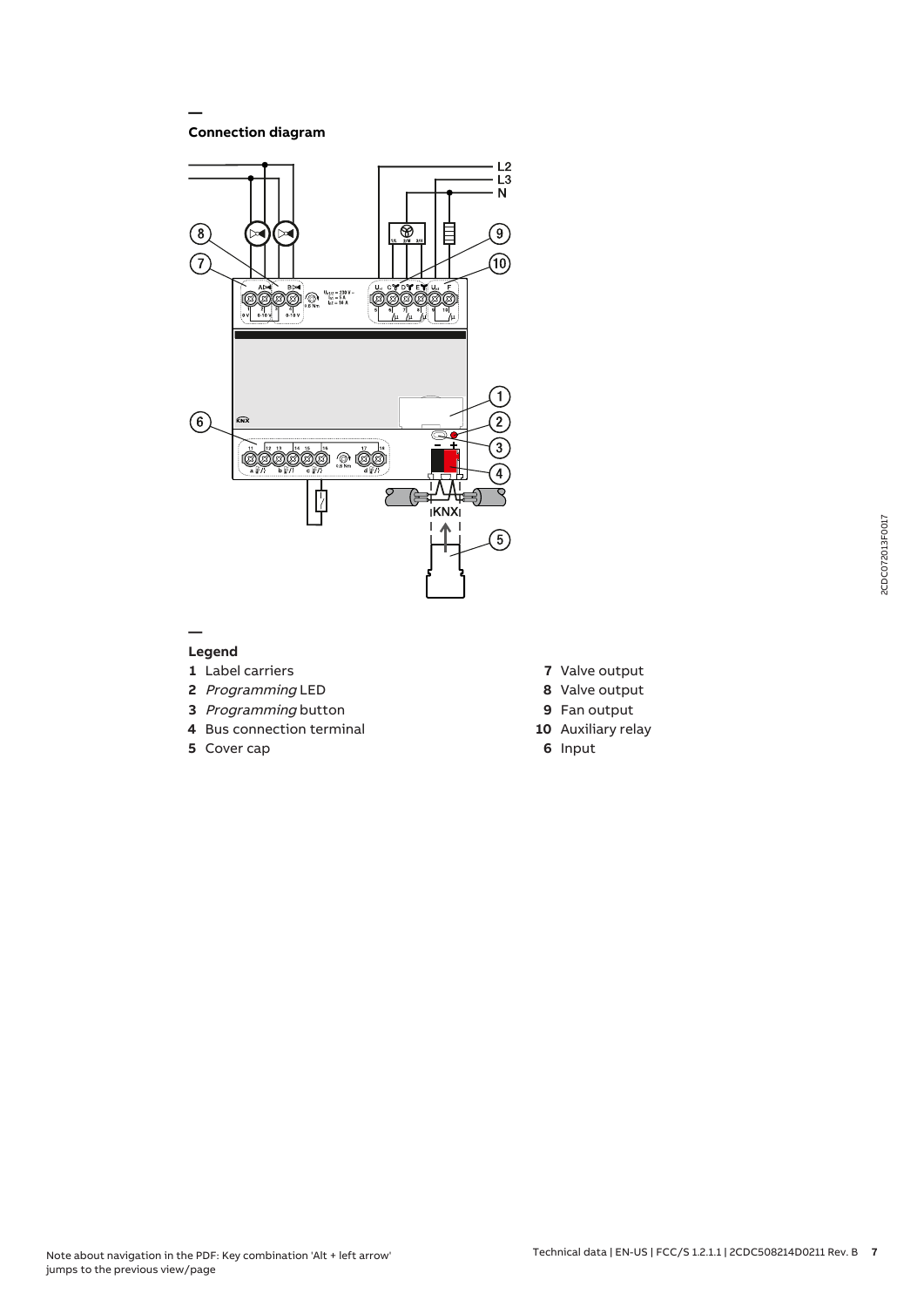## Connection diagram

## Legend

1 Label carriers
2 *Programming* LED
3 *Programming* button
4 Bus connection terminal
5 Cover cap
7 Valve output
8 Valve output
9 Fan output
10 Auxiliary relay
6 Input

Note about navigation in the PDF: Key combination 'Alt + left arrow' jumps to the previous view/page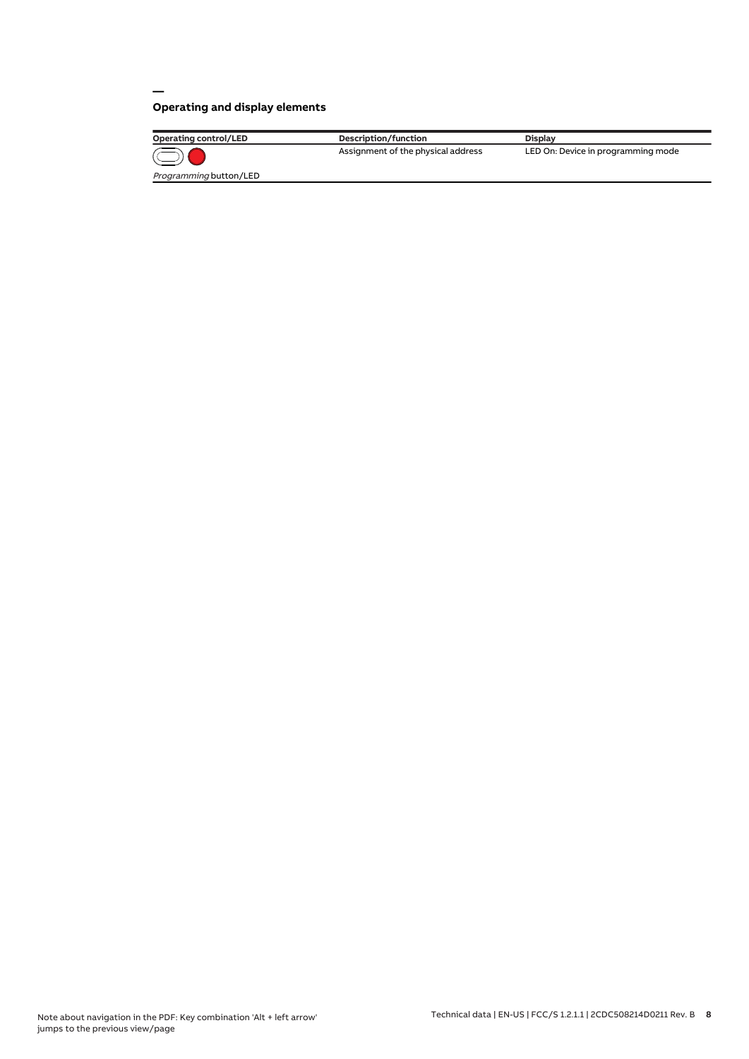## Operating and display elements

| Operating control/LED | Description/function | Display |
|---|---|---|
| *Programming* button/LED | Assignment of the physical address | LED On: Device in programming mode |

Note about navigation in the PDF: Key combination 'Alt + left arrow' jumps to the previous view/page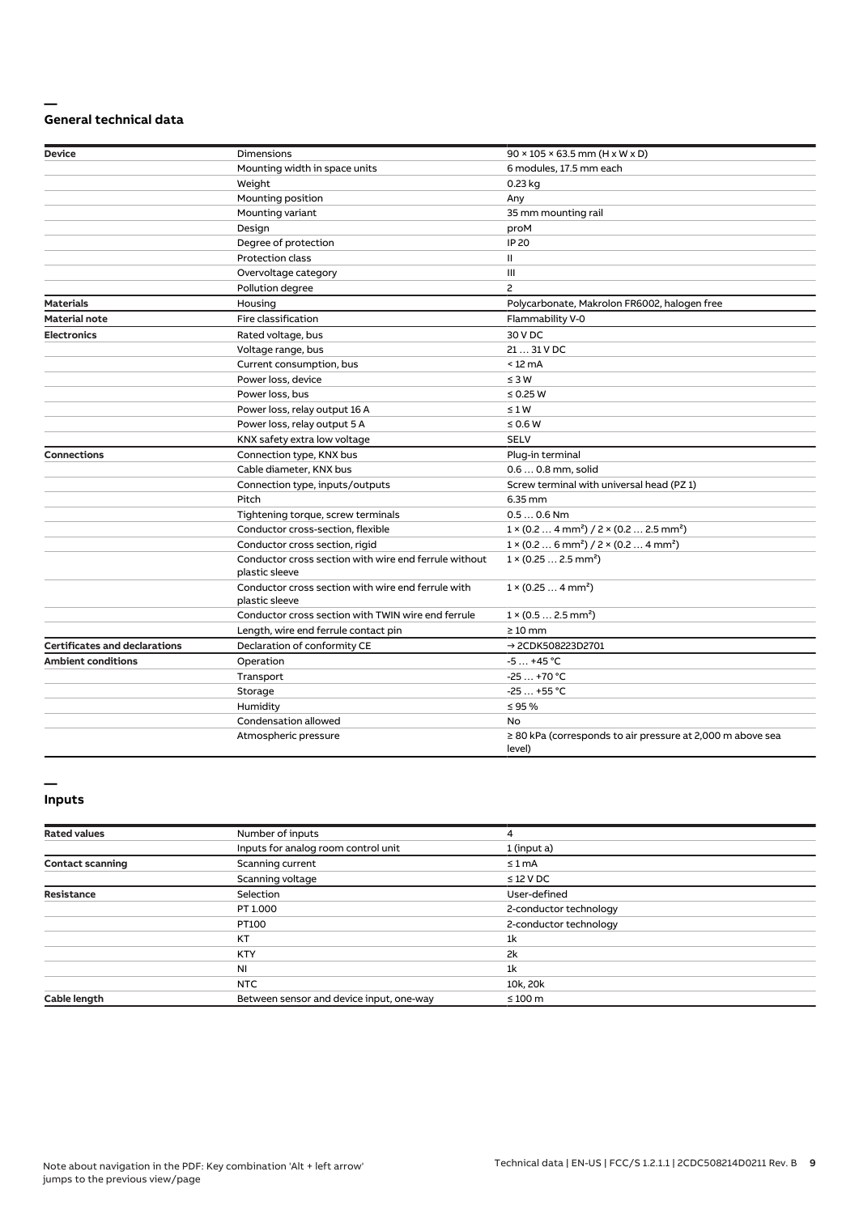## General technical data

| Device | Dimensions | 90 × 105 × 63.5 mm (H x W x D) |
|---|---|---|
| | Mounting width in space units | 6 modules, 17.5 mm each |
| | Weight | 0.23 kg |
| | Mounting position | Any |
| | Mounting variant | 35 mm mounting rail |
| | Design | proM |
| | Degree of protection | IP 20 |
| | Protection class | II |
| | Overvoltage category | III |
| | Pollution degree | 2 |
| **Materials** | Housing | Polycarbonate, Makrolon FR6002, halogen free |
| **Material note** | Fire classification | Flammability V-0 |
| **Electronics** | Rated voltage, bus | 30 V DC |
| | Voltage range, bus | 21 … 31 V DC |
| | Current consumption, bus | < 12 mA |
| | Power loss, device | ≤ 3 W |
| | Power loss, bus | ≤ 0.25 W |
| | Power loss, relay output 16 A | ≤ 1 W |
| | Power loss, relay output 5 A | ≤ 0.6 W |
| | KNX safety extra low voltage | SELV |
| **Connections** | Connection type, KNX bus | Plug-in terminal |
| | Cable diameter, KNX bus | 0.6 … 0.8 mm, solid |
| | Connection type, inputs/outputs | Screw terminal with universal head (PZ 1) |
| | Pitch | 6.35 mm |
| | Tightening torque, screw terminals | 0.5 … 0.6 Nm |
| | Conductor cross-section, flexible | 1 × (0.2 … 4 mm²) / 2 × (0.2 … 2.5 mm²) |
| | Conductor cross section, rigid | 1 × (0.2 … 6 mm²) / 2 × (0.2 … 4 mm²) |
| | Conductor cross section with wire end ferrule without plastic sleeve | 1 × (0.25 … 2.5 mm²) |
| | Conductor cross section with wire end ferrule with plastic sleeve | 1 × (0.25 … 4 mm²) |
| | Conductor cross section with TWIN wire end ferrule | 1 × (0.5 … 2.5 mm²) |
| | Length, wire end ferrule contact pin | ≥ 10 mm |
| **Certificates and declarations** | Declaration of conformity CE | → 2CDK508223D2701 |
| **Ambient conditions** | Operation | -5 … +45 °C |
| | Transport | -25 … +70 °C |
| | Storage | -25 … +55 °C |
| | Humidity | ≤ 95 % |
| | Condensation allowed | No |
| | Atmospheric pressure | ≥ 80 kPa (corresponds to air pressure at 2,000 m above sea level) |

## Inputs

| Rated values | Number of inputs | 4 |
|---|---|---|
| | Inputs for analog room control unit | 1 (input a) |
| **Contact scanning** | Scanning current | ≤ 1 mA |
| | Scanning voltage | ≤ 12 V DC |
| **Resistance** | Selection | User-defined |
| | PT 1.000 | 2-conductor technology |
| | PT100 | 2-conductor technology |
| | KT | 1k |
| | KTY | 2k |
| | NI | 1k |
| | NTC | 10k, 20k |
| **Cable length** | Between sensor and device input, one-way | ≤ 100 m |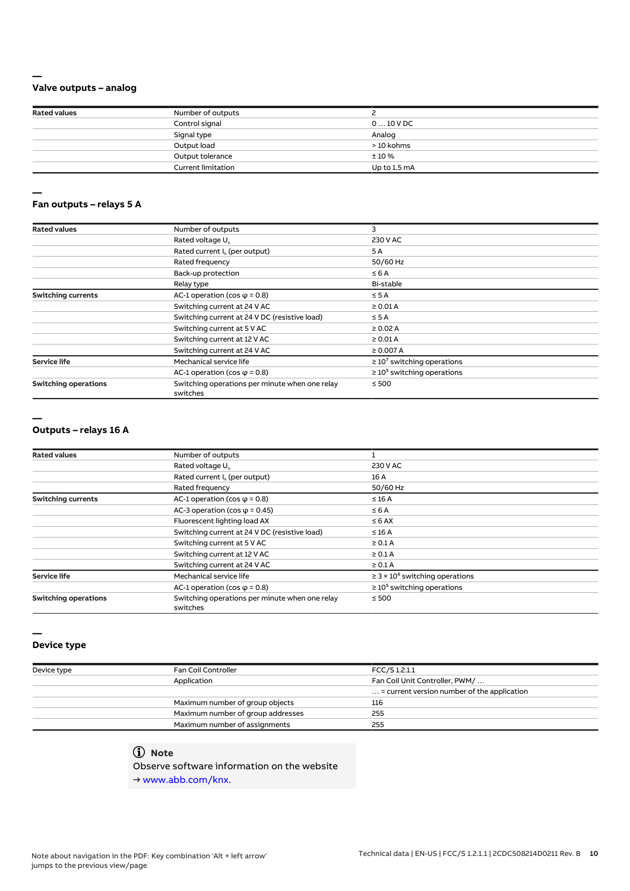## Valve outputs – analog

| | | |
|---|---|---|
| **Rated values** | Number of outputs | 2 |
| | Control signal | 0 … 10 V DC |
| | Signal type | Analog |
| | Output load | > 10 kohms |
| | Output tolerance | ± 10 % |
| | Current limitation | Up to 1.5 mA |

## Fan outputs – relays 5 A

| | | |
|---|---|---|
| **Rated values** | Number of outputs | 3 |
| | Rated voltage $U_n$ | 230 V AC |
| | Rated current $I_n$ (per output) | 5 A |
| | Rated frequency | 50/60 Hz |
| | Back-up protection | ≤ 6 A |
| | Relay type | Bi-stable |
| **Switching currents** | AC-1 operation (cos φ = 0.8) | ≤ 5 A |
| | Switching current at 24 V AC | ≥ 0.01 A |
| | Switching current at 24 V DC (resistive load) | ≤ 5 A |
| | Switching current at 5 V AC | ≥ 0.02 A |
| | Switching current at 12 V AC | ≥ 0.01 A |
| | Switching current at 24 V AC | ≥ 0.007 A |
| **Service life** | Mechanical service life | ≥ $10^7$ switching operations |
| | AC-1 operation (cos φ = 0.8) | ≥ $10^5$ switching operations |
| **Switching operations** | Switching operations per minute when one relay switches | ≤ 500 |

## Outputs – relays 16 A

| | | |
|---|---|---|
| **Rated values** | Number of outputs | 1 |
| | Rated voltage $U_n$ | 230 V AC |
| | Rated current $I_n$ (per output) | 16 A |
| | Rated frequency | 50/60 Hz |
| **Switching currents** | AC-1 operation (cos φ = 0.8) | ≤ 16 A |
| | AC-3 operation (cos φ = 0.45) | ≤ 6 A |
| | Fluorescent lighting load AX | ≤ 6 AX |
| | Switching current at 24 V DC (resistive load) | ≤ 16 A |
| | Switching current at 5 V AC | ≥ 0.1 A |
| | Switching current at 12 V AC | ≥ 0.1 A |
| | Switching current at 24 V AC | ≥ 0.1 A |
| **Service life** | Mechanical service life | ≥ 3 × $10^6$ switching operations |
| | AC-1 operation (cos φ = 0.8) | ≥ $10^5$ switching operations |
| **Switching operations** | Switching operations per minute when one relay switches | ≤ 500 |

## Device type

| | | |
|---|---|---|
| Device type | Fan Coil Controller | FCC/S 1.2.1.1 |
| | Application | Fan Coil Unit Controller, PWM/ … |
| | | … = current version number of the application |
| | Maximum number of group objects | 116 |
| | Maximum number of group addresses | 255 |
| | Maximum number of assignments | 255 |

**Note**

Observe software information on the website
→ www.abb.com/knx.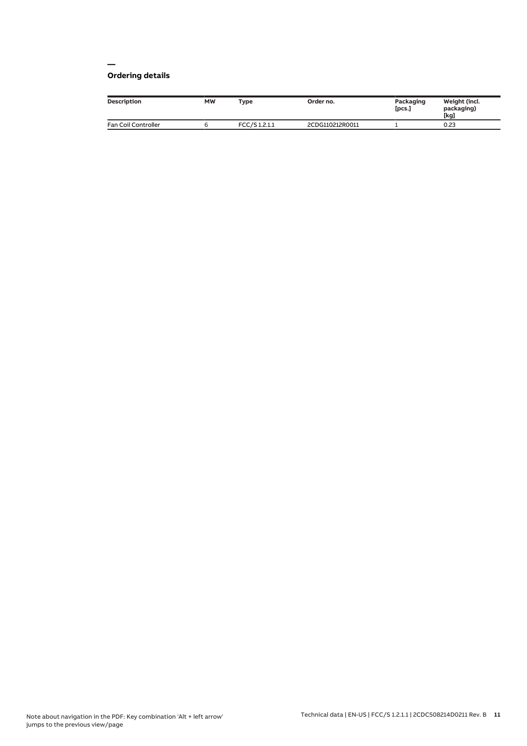## Ordering details

| Description | MW | Type | Order no. | Packaging [pcs.] | Weight (incl. packaging) [kg] |
| --- | --- | --- | --- | --- | --- |
| Fan Coil Controller | 6 | FCC/S 1.2.1.1 | 2CDG110212R0011 | 1 | 0.23 |

Note about navigation in the PDF: Key combination 'Alt + left arrow' jumps to the previous view/page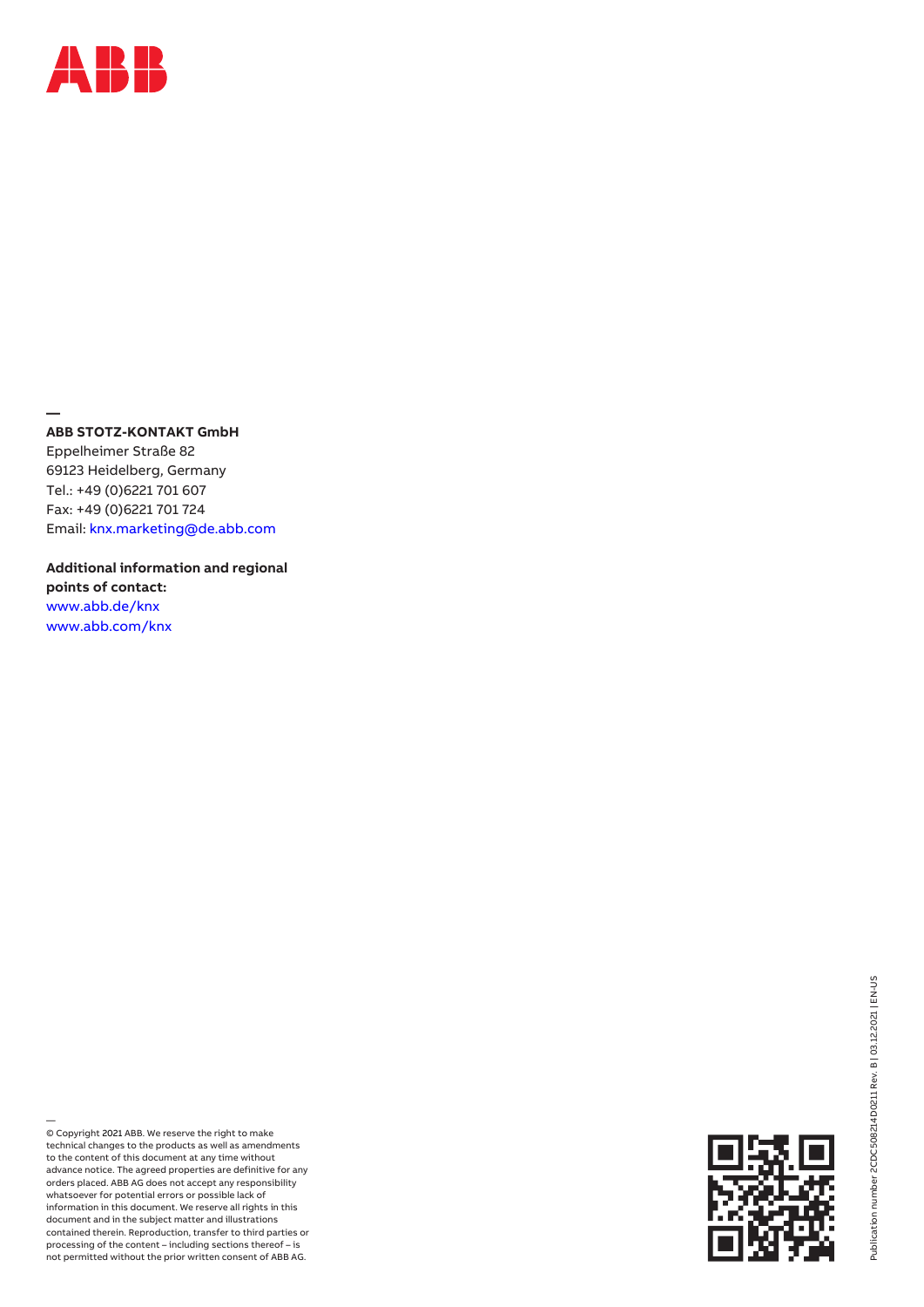—

**ABB STOTZ-KONTAKT GmbH**
Eppelheimer Straße 82
69123 Heidelberg, Germany
Tel.: +49 (0)6221 701 607
Fax: +49 (0)6221 701 724
Email: knx.marketing@de.abb.com

**Additional information and regional points of contact:**
www.abb.de/knx
www.abb.com/knx

—
© Copyright 2021 ABB. We reserve the right to make technical changes to the products as well as amendments to the content of this document at any time without advance notice. The agreed properties are definitive for any orders placed. ABB AG does not accept any responsibility whatsoever for potential errors or possible lack of information in this document. We reserve all rights in this document and in the subject matter and illustrations contained therein. Reproduction, transfer to third parties or processing of the content – including sections thereof – is not permitted without the prior written consent of ABB AG.

Publication number 2CDC508214D0211 Rev. B | 03.12.2021 | EN-US